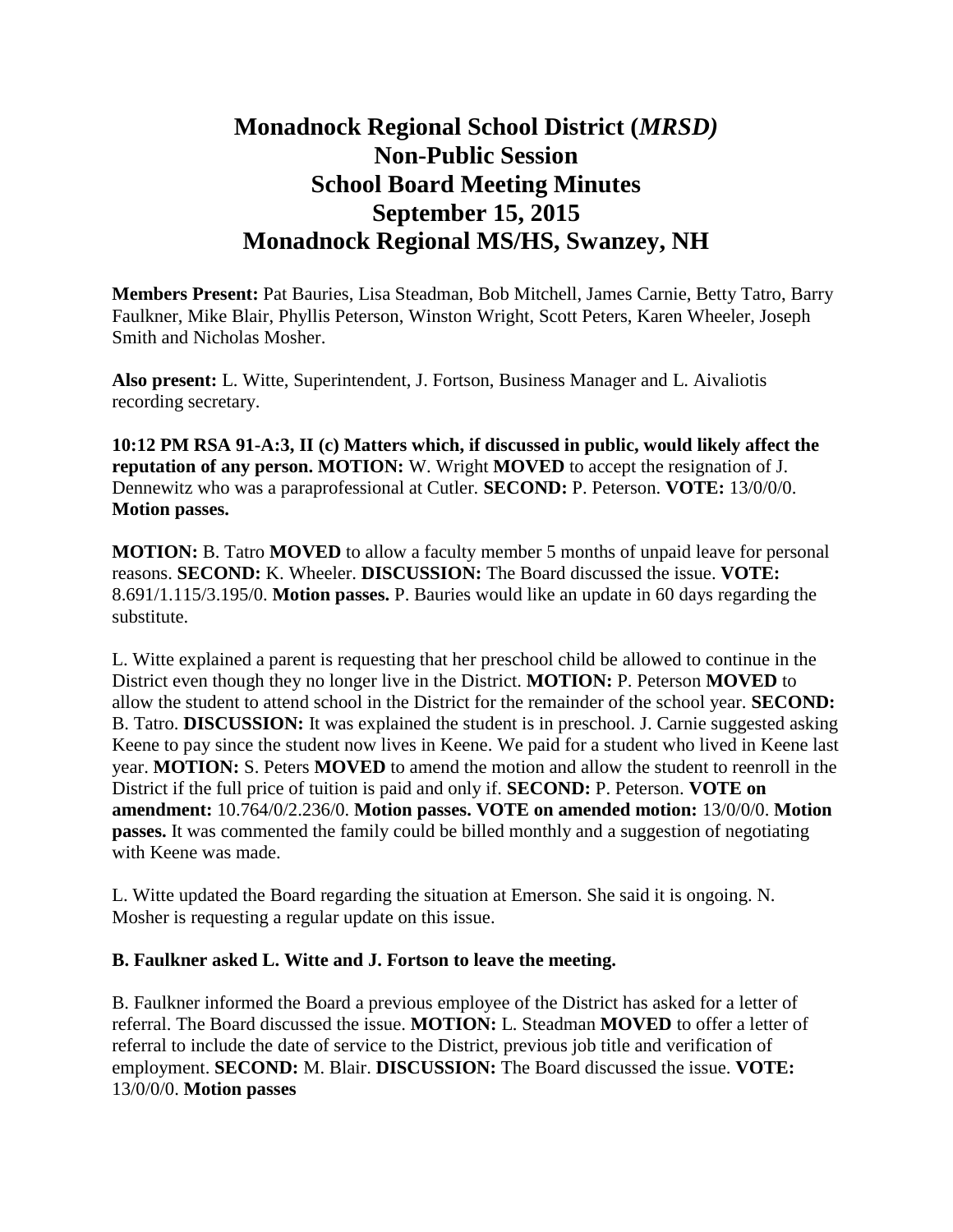# Monadnock Regional School District (*MRSD)*
# Non-Public Session
# School Board Meeting Minutes
# September 15, 2015
# Monadnock Regional MS/HS, Swanzey, NH

**Members Present:** Pat Bauries, Lisa Steadman, Bob Mitchell, James Carnie, Betty Tatro, Barry Faulkner, Mike Blair, Phyllis Peterson, Winston Wright, Scott Peters, Karen Wheeler, Joseph Smith and Nicholas Mosher.

**Also present:** L. Witte, Superintendent, J. Fortson, Business Manager and L. Aivaliotis recording secretary.

**10:12 PM RSA 91-A:3, II (c) Matters which, if discussed in public, would likely affect the reputation of any person. MOTION:** W. Wright **MOVED** to accept the resignation of J. Dennewitz who was a paraprofessional at Cutler. **SECOND:** P. Peterson. **VOTE:** 13/0/0/0. **Motion passes.**

**MOTION:** B. Tatro **MOVED** to allow a faculty member 5 months of unpaid leave for personal reasons. **SECOND:** K. Wheeler. **DISCUSSION:** The Board discussed the issue. **VOTE:** 8.691/1.115/3.195/0. **Motion passes.** P. Bauries would like an update in 60 days regarding the substitute.

L. Witte explained a parent is requesting that her preschool child be allowed to continue in the District even though they no longer live in the District. **MOTION:** P. Peterson **MOVED** to allow the student to attend school in the District for the remainder of the school year. **SECOND:** B. Tatro. **DISCUSSION:** It was explained the student is in preschool. J. Carnie suggested asking Keene to pay since the student now lives in Keene. We paid for a student who lived in Keene last year. **MOTION:** S. Peters **MOVED** to amend the motion and allow the student to reenroll in the District if the full price of tuition is paid and only if. **SECOND:** P. Peterson. **VOTE on amendment:** 10.764/0/2.236/0. **Motion passes. VOTE on amended motion:** 13/0/0/0. **Motion passes.** It was commented the family could be billed monthly and a suggestion of negotiating with Keene was made.

L. Witte updated the Board regarding the situation at Emerson. She said it is ongoing. N. Mosher is requesting a regular update on this issue.

**B. Faulkner asked L. Witte and J. Fortson to leave the meeting.**

B. Faulkner informed the Board a previous employee of the District has asked for a letter of referral. The Board discussed the issue. **MOTION:** L. Steadman **MOVED** to offer a letter of referral to include the date of service to the District, previous job title and verification of employment. **SECOND:** M. Blair. **DISCUSSION:** The Board discussed the issue. **VOTE:** 13/0/0/0. **Motion passes**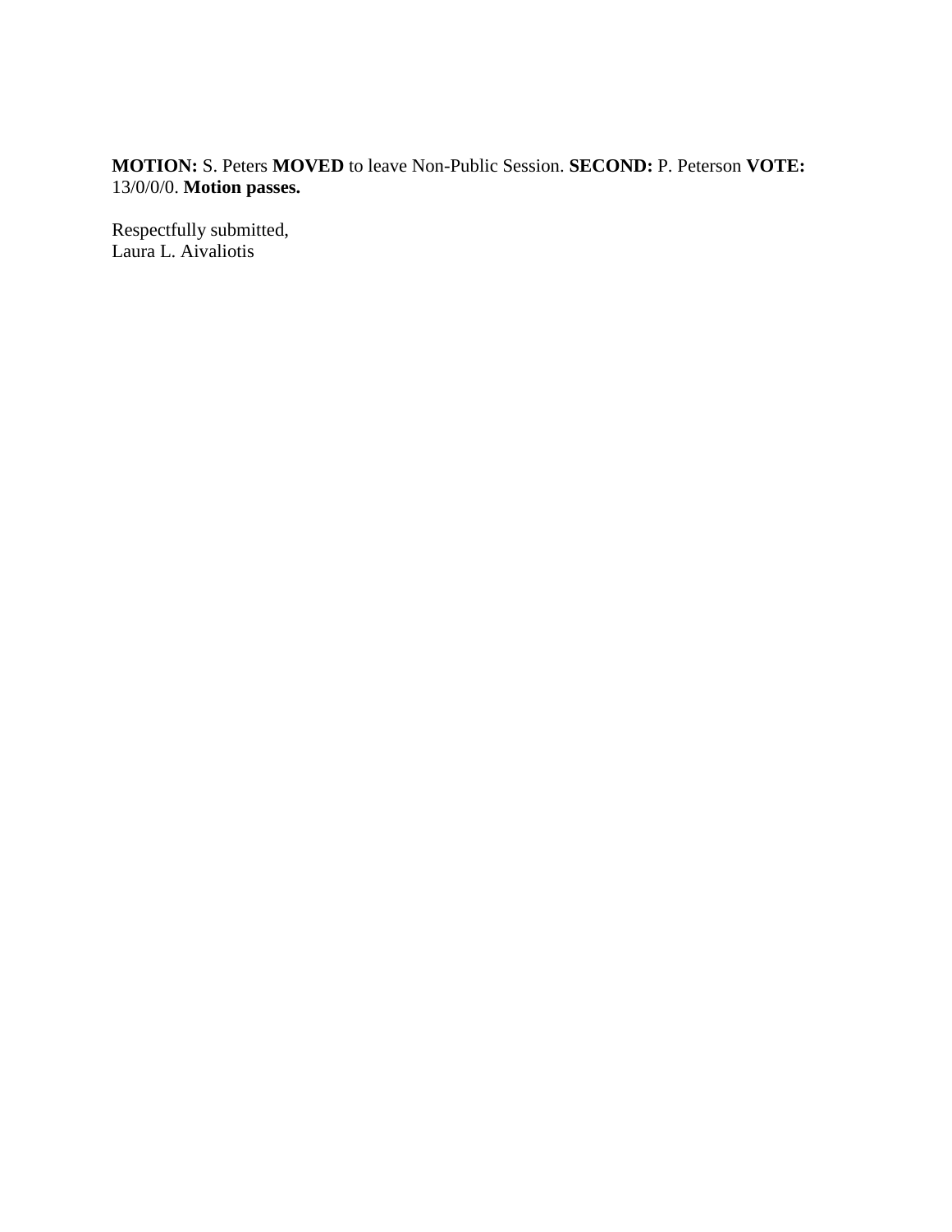**MOTION:** S. Peters **MOVED** to leave Non-Public Session. **SECOND:** P. Peterson **VOTE:** 13/0/0/0. **Motion passes.**

Respectfully submitted,
Laura L. Aivaliotis